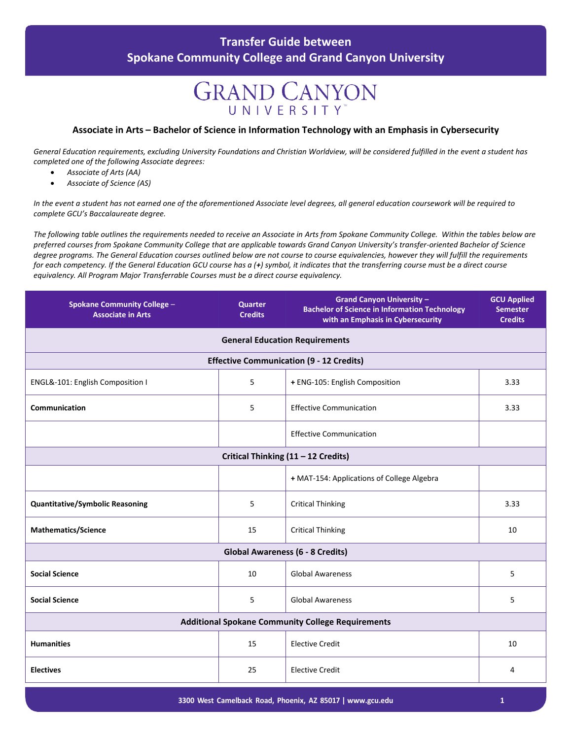# Transfer Guide between Spokane Community College and Grand Canyon University

GRAND CANYON UNIVERSITY

### Associate in Arts – Bachelor of Science in Information Technology with an Emphasis in Cybersecurity

*General Education requirements, excluding University Foundations and Christian Worldview, will be considered fulfilled in the event a student has completed one of the following Associate degrees:*

- *Associate of Arts (AA)*
- *Associate of Science (AS)*

*In the event a student has not earned one of the aforementioned Associate level degrees, all general education coursework will be required to complete GCU's Baccalaureate degree.*

*The following table outlines the requirements needed to receive an Associate in Arts from Spokane Community College. Within the tables below are preferred courses from Spokane Community College that are applicable towards Grand Canyon University's transfer-oriented Bachelor of Science degree programs. The General Education courses outlined below are not course to course equivalencies, however they will fulfill the requirements for each competency. If the General Education GCU course has a (**+**) symbol, it indicates that the transferring course must be a direct course equivalency. All Program Major Transferrable Courses must be a direct course equivalency.*

| Spokane Community College – Associate in Arts | Quarter Credits | Grand Canyon University – Bachelor of Science in Information Technology with an Emphasis in Cybersecurity | GCU Applied Semester Credits |
|---|---|---|---|
| **General Education Requirements** | | | |
| **Effective Communication (9 - 12 Credits)** | | | |
| ENGL&-101: English Composition I | 5 | **+** ENG-105: English Composition | 3.33 |
| **Communication** | 5 | Effective Communication | 3.33 |
| | | Effective Communication | |
| **Critical Thinking (11 – 12 Credits)** | | | |
| | | **+** MAT-154: Applications of College Algebra | |
| **Quantitative/Symbolic Reasoning** | 5 | Critical Thinking | 3.33 |
| **Mathematics/Science** | 15 | Critical Thinking | 10 |
| **Global Awareness (6 - 8 Credits)** | | | |
| **Social Science** | 10 | Global Awareness | 5 |
| **Social Science** | 5 | Global Awareness | 5 |
| **Additional Spokane Community College Requirements** | | | |
| **Humanities** | 15 | Elective Credit | 10 |
| **Electives** | 25 | Elective Credit | 4 |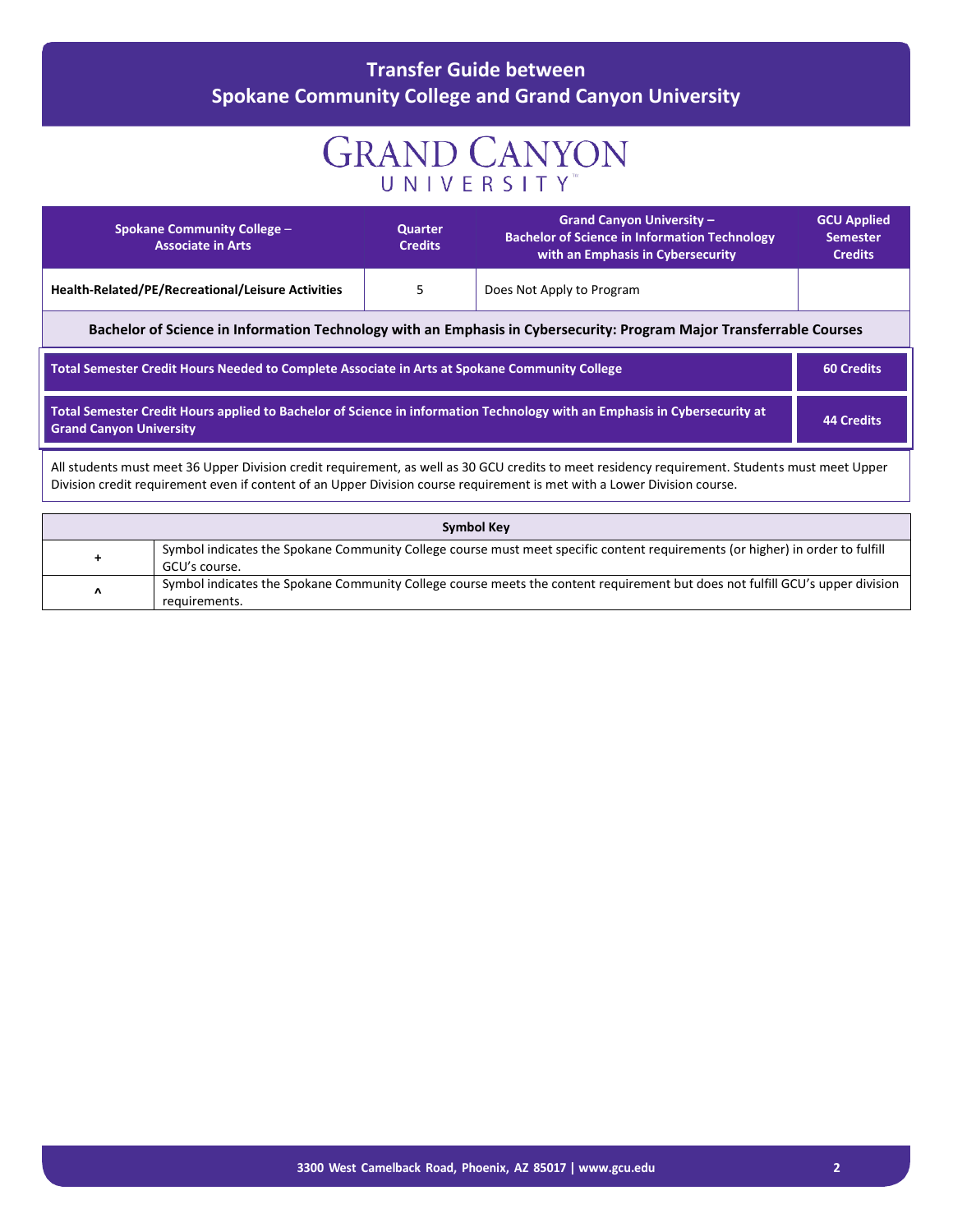## Transfer Guide between Spokane Community College and Grand Canyon University

GRAND CANYON UNIVERSITY

| Spokane Community College – Associate in Arts | Quarter Credits | Grand Canyon University – Bachelor of Science in Information Technology with an Emphasis in Cybersecurity | GCU Applied Semester Credits |
|---|---|---|---|
| **Health-Related/PE/Recreational/Leisure Activities** | 5 | Does Not Apply to Program | |

**Bachelor of Science in Information Technology with an Emphasis in Cybersecurity: Program Major Transferrable Courses**

| | |
|---|---|
| **Total Semester Credit Hours Needed to Complete Associate in Arts at Spokane Community College** | **60 Credits** |
| **Total Semester Credit Hours applied to Bachelor of Science in information Technology with an Emphasis in Cybersecurity at Grand Canyon University** | **44 Credits** |

All students must meet 36 Upper Division credit requirement, as well as 30 GCU credits to meet residency requirement. Students must meet Upper Division credit requirement even if content of an Upper Division course requirement is met with a Lower Division course.

| Symbol Key | |
|---|---|
| + | Symbol indicates the Spokane Community College course must meet specific content requirements (or higher) in order to fulfill GCU's course. |
| ^ | Symbol indicates the Spokane Community College course meets the content requirement but does not fulfill GCU's upper division requirements. |

3300 West Camelback Road, Phoenix, AZ 85017 | www.gcu.edu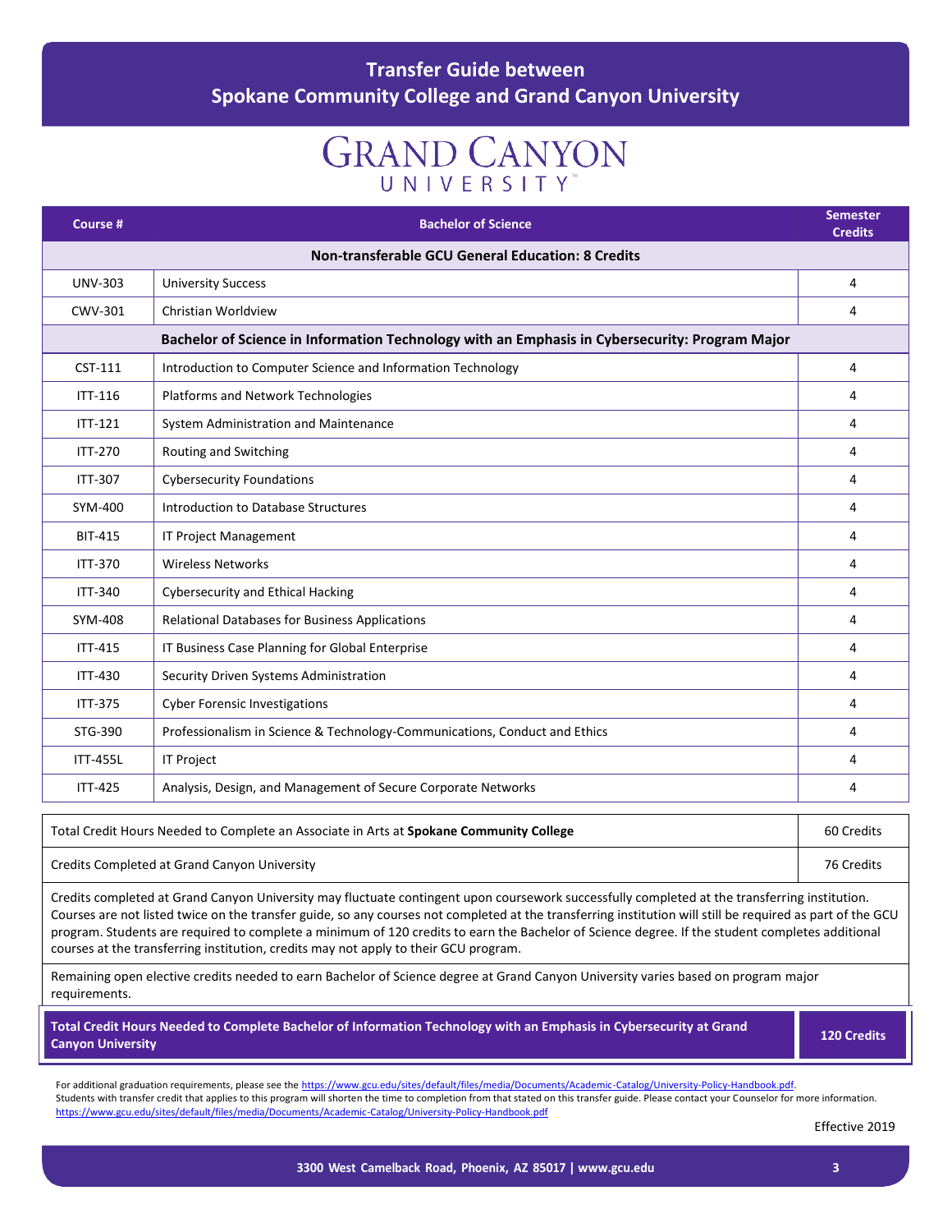# Transfer Guide between Spokane Community College and Grand Canyon University

GRAND CANYON UNIVERSITY

| Course # | Bachelor of Science | Semester Credits |
|---|---|---|
| **Non-transferable GCU General Education: 8 Credits** | | |
| UNV-303 | University Success | 4 |
| CWV-301 | Christian Worldview | 4 |
| **Bachelor of Science in Information Technology with an Emphasis in Cybersecurity: Program Major** | | |
| CST-111 | Introduction to Computer Science and Information Technology | 4 |
| ITT-116 | Platforms and Network Technologies | 4 |
| ITT-121 | System Administration and Maintenance | 4 |
| ITT-270 | Routing and Switching | 4 |
| ITT-307 | Cybersecurity Foundations | 4 |
| SYM-400 | Introduction to Database Structures | 4 |
| BIT-415 | IT Project Management | 4 |
| ITT-370 | Wireless Networks | 4 |
| ITT-340 | Cybersecurity and Ethical Hacking | 4 |
| SYM-408 | Relational Databases for Business Applications | 4 |
| ITT-415 | IT Business Case Planning for Global Enterprise | 4 |
| ITT-430 | Security Driven Systems Administration | 4 |
| ITT-375 | Cyber Forensic Investigations | 4 |
| STG-390 | Professionalism in Science & Technology-Communications, Conduct and Ethics | 4 |
| ITT-455L | IT Project | 4 |
| ITT-425 | Analysis, Design, and Management of Secure Corporate Networks | 4 |

| | |
|---|---|
| Total Credit Hours Needed to Complete an Associate in Arts at **Spokane Community College** | 60 Credits |
| Credits Completed at Grand Canyon University | 76 Credits |

Credits completed at Grand Canyon University may fluctuate contingent upon coursework successfully completed at the transferring institution. Courses are not listed twice on the transfer guide, so any courses not completed at the transferring institution will still be required as part of the GCU program. Students are required to complete a minimum of 120 credits to earn the Bachelor of Science degree. If the student completes additional courses at the transferring institution, credits may not apply to their GCU program.

Remaining open elective credits needed to earn Bachelor of Science degree at Grand Canyon University varies based on program major requirements.

| | |
|---|---|
| **Total Credit Hours Needed to Complete Bachelor of Information Technology with an Emphasis in Cybersecurity at Grand Canyon University** | **120 Credits** |

For additional graduation requirements, please see the https://www.gcu.edu/sites/default/files/media/Documents/Academic-Catalog/University-Policy-Handbook.pdf.
Students with transfer credit that applies to this program will shorten the time to completion from that stated on this transfer guide. Please contact your Counselor for more information.
https://www.gcu.edu/sites/default/files/media/Documents/Academic-Catalog/University-Policy-Handbook.pdf

Effective 2019

3300 West Camelback Road, Phoenix, AZ 85017 | www.gcu.edu